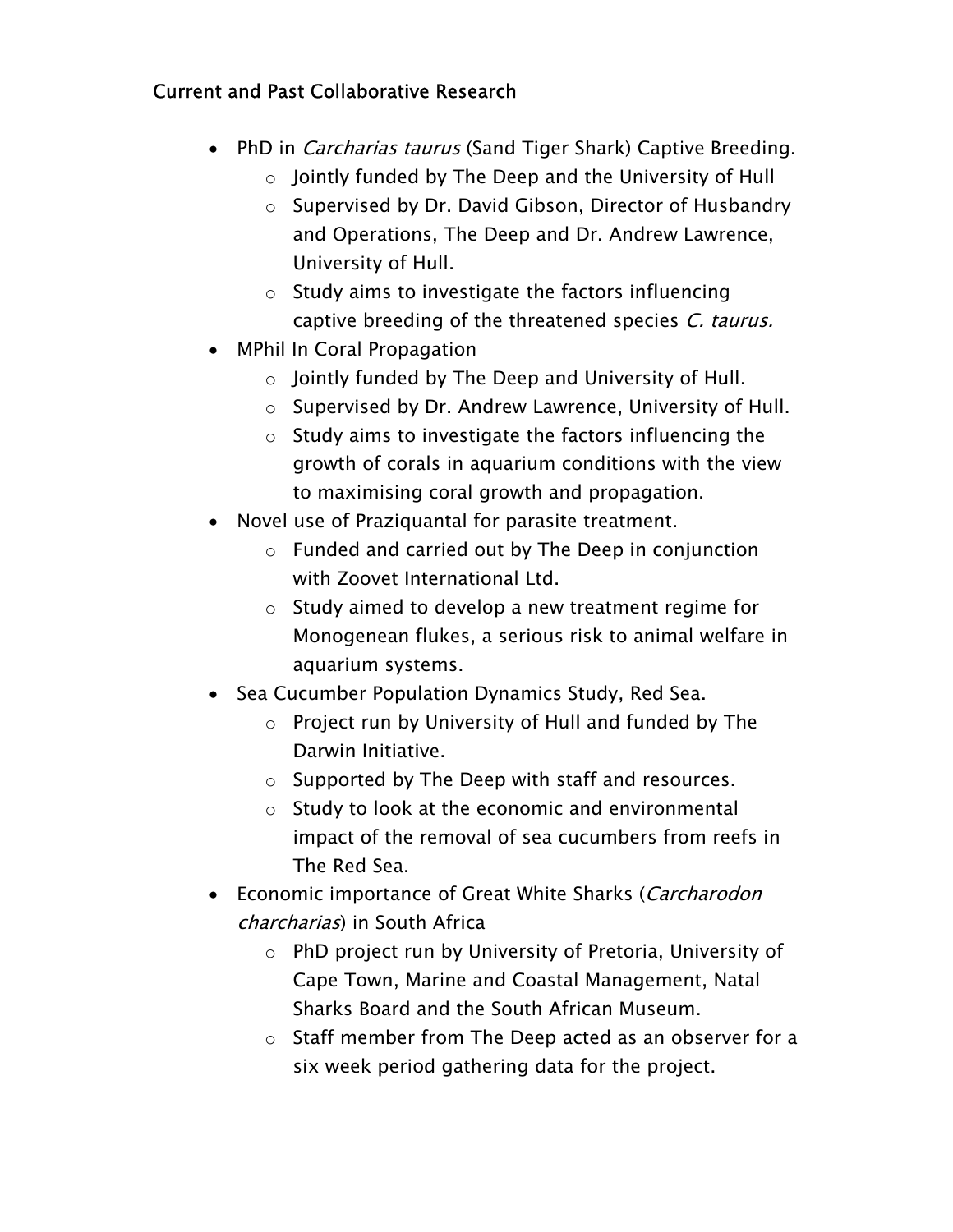## Current and Past Collaborative Research

- PhD in *Carcharias taurus* (Sand Tiger Shark) Captive Breeding.
    - Jointly funded by The Deep and the University of Hull
    - Supervised by Dr. David Gibson, Director of Husbandry and Operations, The Deep and Dr. Andrew Lawrence, University of Hull.
    - Study aims to investigate the factors influencing captive breeding of the threatened species *C. taurus.*
- MPhil In Coral Propagation
    - Jointly funded by The Deep and University of Hull.
    - Supervised by Dr. Andrew Lawrence, University of Hull.
    - Study aims to investigate the factors influencing the growth of corals in aquarium conditions with the view to maximising coral growth and propagation.
- Novel use of Praziquantal for parasite treatment.
    - Funded and carried out by The Deep in conjunction with Zoovet International Ltd.
    - Study aimed to develop a new treatment regime for Monogenean flukes, a serious risk to animal welfare in aquarium systems.
- Sea Cucumber Population Dynamics Study, Red Sea.
    - Project run by University of Hull and funded by The Darwin Initiative.
    - Supported by The Deep with staff and resources.
    - Study to look at the economic and environmental impact of the removal of sea cucumbers from reefs in The Red Sea.
- Economic importance of Great White Sharks (*Carcharodon charcharias*) in South Africa
    - PhD project run by University of Pretoria, University of Cape Town, Marine and Coastal Management, Natal Sharks Board and the South African Museum.
    - Staff member from The Deep acted as an observer for a six week period gathering data for the project.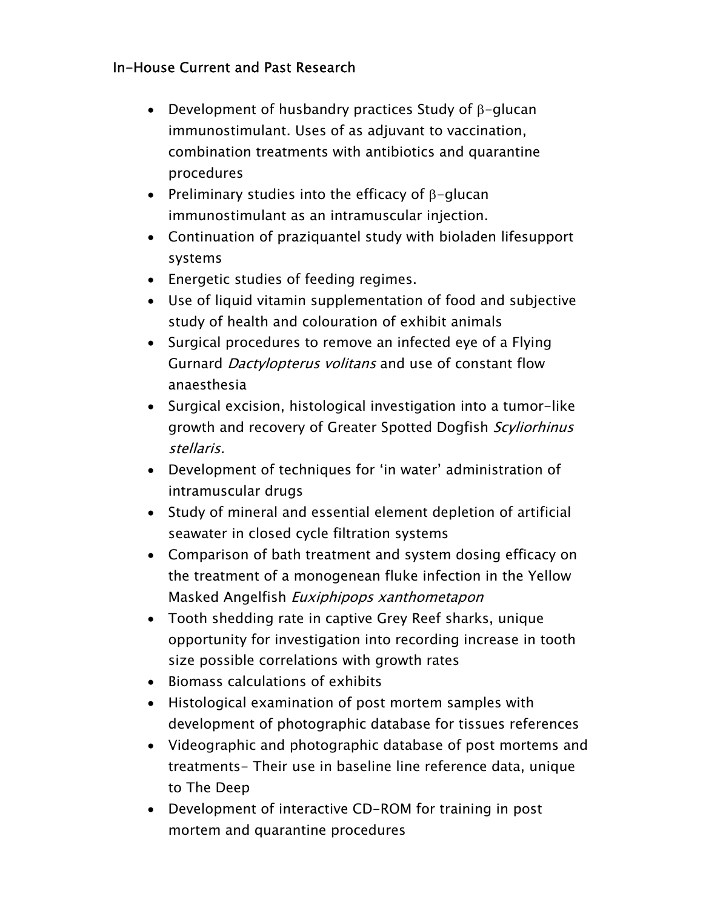In-House Current and Past Research

- Development of husbandry practices Study of β-glucan immunostimulant. Uses of as adjuvant to vaccination, combination treatments with antibiotics and quarantine procedures
- Preliminary studies into the efficacy of β-glucan immunostimulant as an intramuscular injection.
- Continuation of praziquantel study with bioladen lifesupport systems
- Energetic studies of feeding regimes.
- Use of liquid vitamin supplementation of food and subjective study of health and colouration of exhibit animals
- Surgical procedures to remove an infected eye of a Flying Gurnard *Dactylopterus volitans* and use of constant flow anaesthesia
- Surgical excision, histological investigation into a tumor-like growth and recovery of Greater Spotted Dogfish *Scyliorhinus stellaris.*
- Development of techniques for 'in water' administration of intramuscular drugs
- Study of mineral and essential element depletion of artificial seawater in closed cycle filtration systems
- Comparison of bath treatment and system dosing efficacy on the treatment of a monogenean fluke infection in the Yellow Masked Angelfish *Euxiphipops xanthometapon*
- Tooth shedding rate in captive Grey Reef sharks, unique opportunity for investigation into recording increase in tooth size possible correlations with growth rates
- Biomass calculations of exhibits
- Histological examination of post mortem samples with development of photographic database for tissues references
- Videographic and photographic database of post mortems and treatments- Their use in baseline line reference data, unique to The Deep
- Development of interactive CD-ROM for training in post mortem and quarantine procedures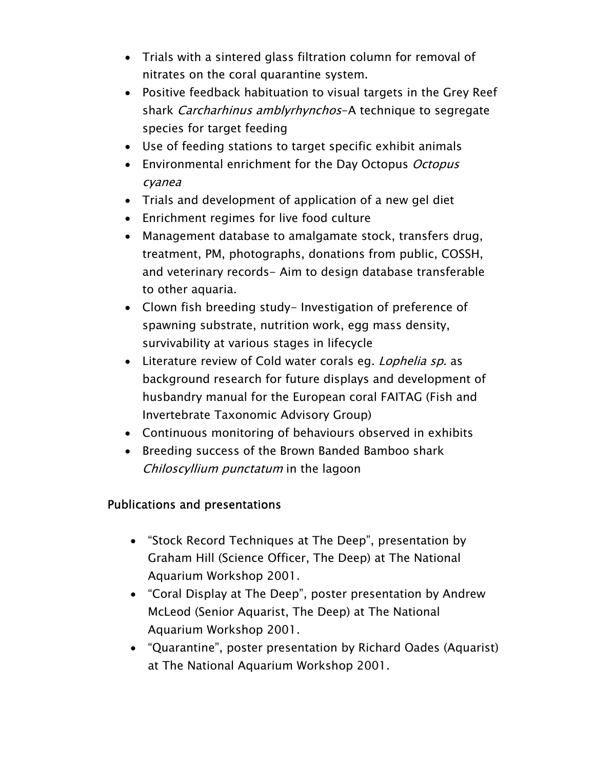- Trials with a sintered glass filtration column for removal of nitrates on the coral quarantine system.
- Positive feedback habituation to visual targets in the Grey Reef shark *Carcharhinus amblyrhynchos*–A technique to segregate species for target feeding
- Use of feeding stations to target specific exhibit animals
- Environmental enrichment for the Day Octopus *Octopus cyanea*
- Trials and development of application of a new gel diet
- Enrichment regimes for live food culture
- Management database to amalgamate stock, transfers drug, treatment, PM, photographs, donations from public, COSSH, and veterinary records- Aim to design database transferable to other aquaria.
- Clown fish breeding study- Investigation of preference of spawning substrate, nutrition work, egg mass density, survivability at various stages in lifecycle
- Literature review of Cold water corals eg. *Lophelia sp.* as background research for future displays and development of husbandry manual for the European coral FAITAG (Fish and Invertebrate Taxonomic Advisory Group)
- Continuous monitoring of behaviours observed in exhibits
- Breeding success of the Brown Banded Bamboo shark *Chiloscyllium punctatum* in the lagoon

## Publications and presentations

- "Stock Record Techniques at The Deep", presentation by Graham Hill (Science Officer, The Deep) at The National Aquarium Workshop 2001.
- "Coral Display at The Deep", poster presentation by Andrew McLeod (Senior Aquarist, The Deep) at The National Aquarium Workshop 2001.
- "Quarantine", poster presentation by Richard Oades (Aquarist) at The National Aquarium Workshop 2001.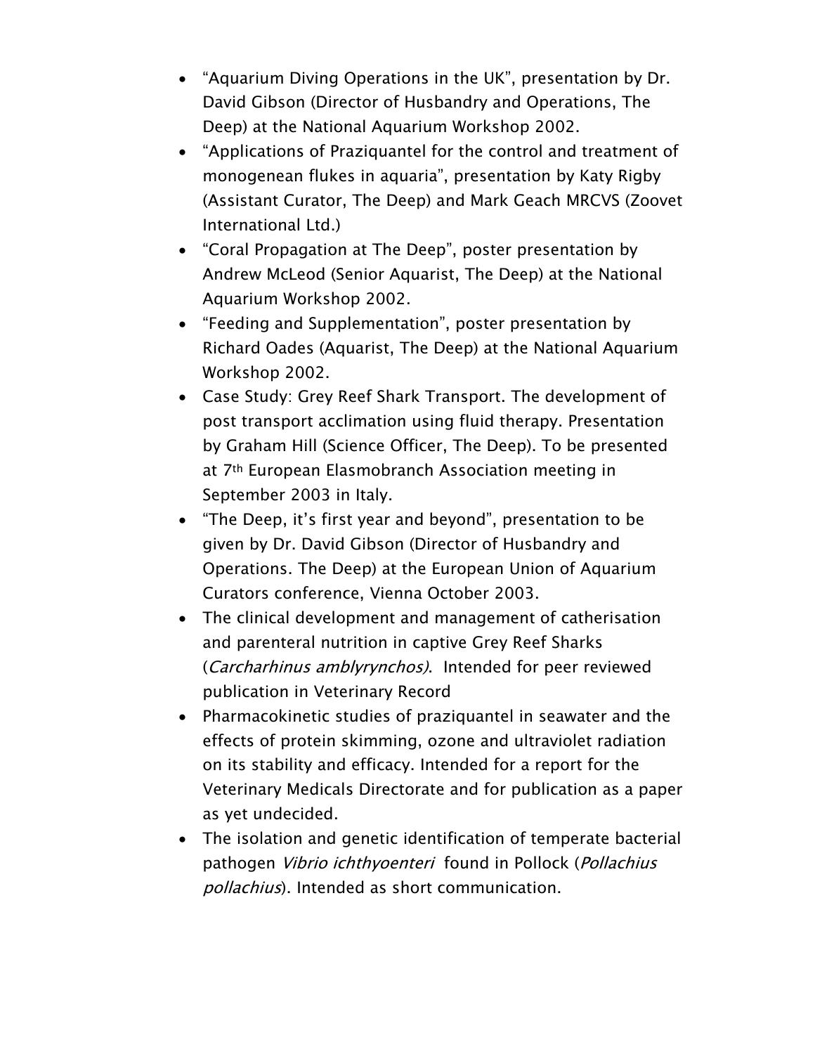- "Aquarium Diving Operations in the UK", presentation by Dr. David Gibson (Director of Husbandry and Operations, The Deep) at the National Aquarium Workshop 2002.
- "Applications of Praziquantel for the control and treatment of monogenean flukes in aquaria", presentation by Katy Rigby (Assistant Curator, The Deep) and Mark Geach MRCVS (Zoovet International Ltd.)
- "Coral Propagation at The Deep", poster presentation by Andrew McLeod (Senior Aquarist, The Deep) at the National Aquarium Workshop 2002.
- "Feeding and Supplementation", poster presentation by Richard Oades (Aquarist, The Deep) at the National Aquarium Workshop 2002.
- Case Study: Grey Reef Shark Transport. The development of post transport acclimation using fluid therapy. Presentation by Graham Hill (Science Officer, The Deep). To be presented at 7th European Elasmobranch Association meeting in September 2003 in Italy.
- "The Deep, it's first year and beyond", presentation to be given by Dr. David Gibson (Director of Husbandry and Operations. The Deep) at the European Union of Aquarium Curators conference, Vienna October 2003.
- The clinical development and management of catherisation and parenteral nutrition in captive Grey Reef Sharks (*Carcharhinus amblyrynchos)*. Intended for peer reviewed publication in Veterinary Record
- Pharmacokinetic studies of praziquantel in seawater and the effects of protein skimming, ozone and ultraviolet radiation on its stability and efficacy. Intended for a report for the Veterinary Medicals Directorate and for publication as a paper as yet undecided.
- The isolation and genetic identification of temperate bacterial pathogen *Vibrio ichthyoenteri* found in Pollock (*Pollachius pollachius*). Intended as short communication.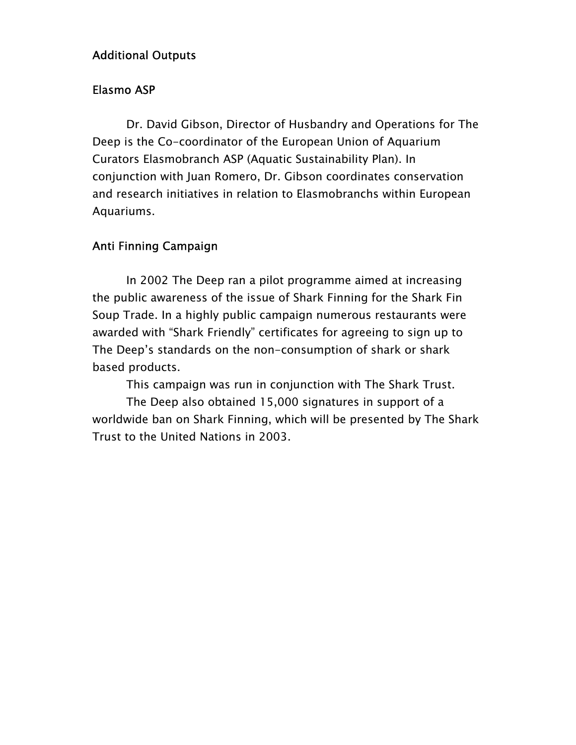## Additional Outputs

### Elasmo ASP

Dr. David Gibson, Director of Husbandry and Operations for The Deep is the Co-coordinator of the European Union of Aquarium Curators Elasmobranch ASP (Aquatic Sustainability Plan). In conjunction with Juan Romero, Dr. Gibson coordinates conservation and research initiatives in relation to Elasmobranchs within European Aquariums.

### Anti Finning Campaign

In 2002 The Deep ran a pilot programme aimed at increasing the public awareness of the issue of Shark Finning for the Shark Fin Soup Trade. In a highly public campaign numerous restaurants were awarded with "Shark Friendly" certificates for agreeing to sign up to The Deep's standards on the non-consumption of shark or shark based products.

This campaign was run in conjunction with The Shark Trust.

The Deep also obtained 15,000 signatures in support of a worldwide ban on Shark Finning, which will be presented by The Shark Trust to the United Nations in 2003.